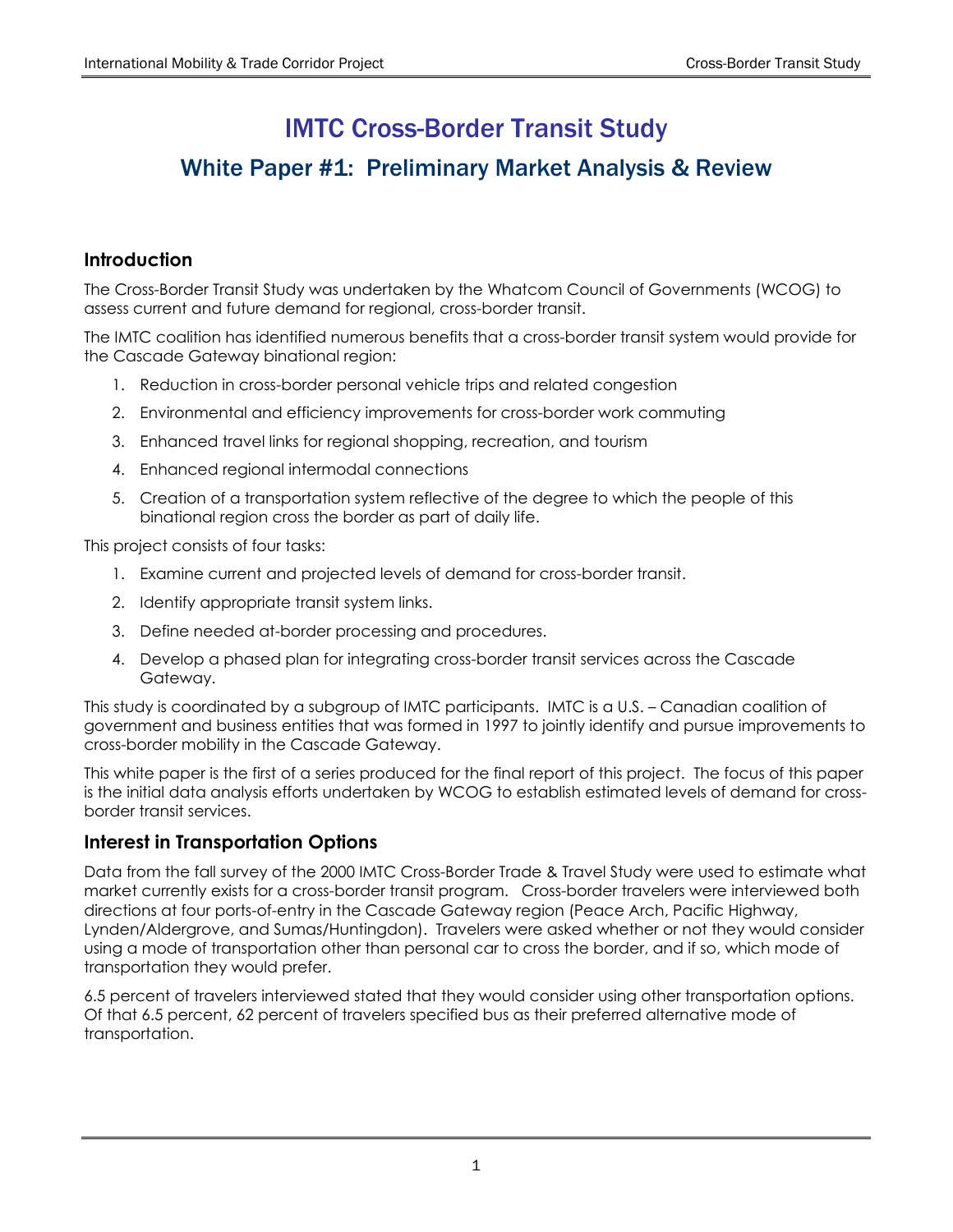# IMTC Cross-Border Transit Study

## White Paper #1: Preliminary Market Analysis & Review

### Introduction

The Cross-Border Transit Study was undertaken by the Whatcom Council of Governments (WCOG) to assess current and future demand for regional, cross-border transit.

The IMTC coalition has identified numerous benefits that a cross-border transit system would provide for the Cascade Gateway binational region:

1. Reduction in cross-border personal vehicle trips and related congestion
2. Environmental and efficiency improvements for cross-border work commuting
3. Enhanced travel links for regional shopping, recreation, and tourism
4. Enhanced regional intermodal connections
5. Creation of a transportation system reflective of the degree to which the people of this binational region cross the border as part of daily life.

This project consists of four tasks:

1. Examine current and projected levels of demand for cross-border transit.
2. Identify appropriate transit system links.
3. Define needed at-border processing and procedures.
4. Develop a phased plan for integrating cross-border transit services across the Cascade Gateway.

This study is coordinated by a subgroup of IMTC participants. IMTC is a U.S. – Canadian coalition of government and business entities that was formed in 1997 to jointly identify and pursue improvements to cross-border mobility in the Cascade Gateway.

This white paper is the first of a series produced for the final report of this project. The focus of this paper is the initial data analysis efforts undertaken by WCOG to establish estimated levels of demand for cross-border transit services.

### Interest in Transportation Options

Data from the fall survey of the 2000 IMTC Cross-Border Trade & Travel Study were used to estimate what market currently exists for a cross-border transit program. Cross-border travelers were interviewed both directions at four ports-of-entry in the Cascade Gateway region (Peace Arch, Pacific Highway, Lynden/Aldergrove, and Sumas/Huntingdon). Travelers were asked whether or not they would consider using a mode of transportation other than personal car to cross the border, and if so, which mode of transportation they would prefer.

6.5 percent of travelers interviewed stated that they would consider using other transportation options. Of that 6.5 percent, 62 percent of travelers specified bus as their preferred alternative mode of transportation.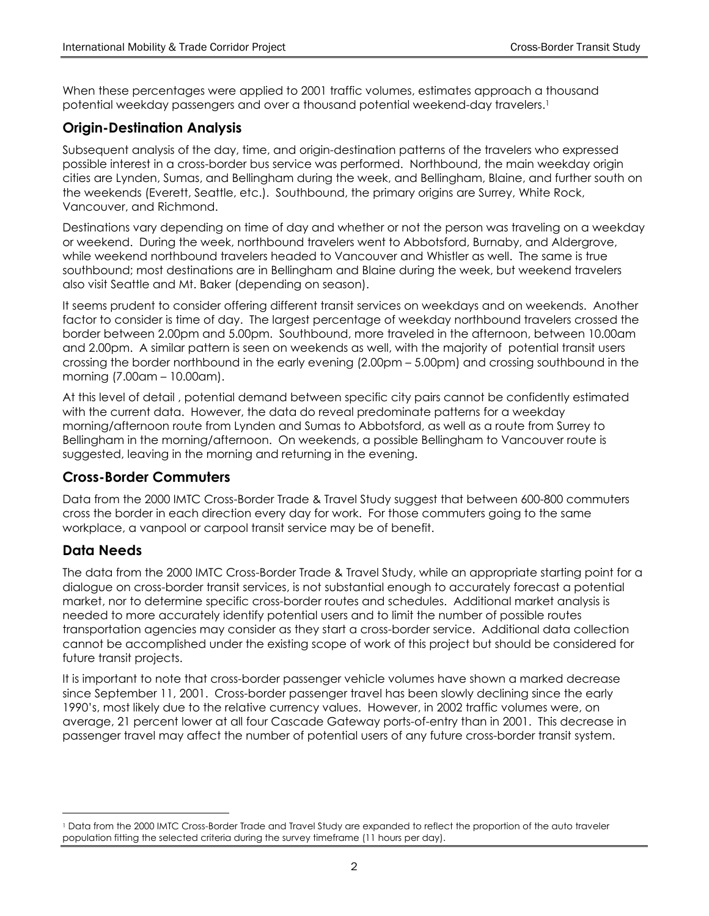When these percentages were applied to 2001 traffic volumes, estimates approach a thousand potential weekday passengers and over a thousand potential weekend-day travelers.[1]

## Origin-Destination Analysis

Subsequent analysis of the day, time, and origin-destination patterns of the travelers who expressed possible interest in a cross-border bus service was performed. Northbound, the main weekday origin cities are Lynden, Sumas, and Bellingham during the week, and Bellingham, Blaine, and further south on the weekends (Everett, Seattle, etc.). Southbound, the primary origins are Surrey, White Rock, Vancouver, and Richmond.

Destinations vary depending on time of day and whether or not the person was traveling on a weekday or weekend. During the week, northbound travelers went to Abbotsford, Burnaby, and Aldergrove, while weekend northbound travelers headed to Vancouver and Whistler as well. The same is true southbound; most destinations are in Bellingham and Blaine during the week, but weekend travelers also visit Seattle and Mt. Baker (depending on season).

It seems prudent to consider offering different transit services on weekdays and on weekends. Another factor to consider is time of day. The largest percentage of weekday northbound travelers crossed the border between 2.00pm and 5.00pm. Southbound, more traveled in the afternoon, between 10.00am and 2.00pm. A similar pattern is seen on weekends as well, with the majority of potential transit users crossing the border northbound in the early evening (2.00pm – 5.00pm) and crossing southbound in the morning (7.00am – 10.00am).

At this level of detail , potential demand between specific city pairs cannot be confidently estimated with the current data. However, the data do reveal predominate patterns for a weekday morning/afternoon route from Lynden and Sumas to Abbotsford, as well as a route from Surrey to Bellingham in the morning/afternoon. On weekends, a possible Bellingham to Vancouver route is suggested, leaving in the morning and returning in the evening.

## Cross-Border Commuters

Data from the 2000 IMTC Cross-Border Trade & Travel Study suggest that between 600-800 commuters cross the border in each direction every day for work. For those commuters going to the same workplace, a vanpool or carpool transit service may be of benefit.

## Data Needs

The data from the 2000 IMTC Cross-Border Trade & Travel Study, while an appropriate starting point for a dialogue on cross-border transit services, is not substantial enough to accurately forecast a potential market, nor to determine specific cross-border routes and schedules. Additional market analysis is needed to more accurately identify potential users and to limit the number of possible routes transportation agencies may consider as they start a cross-border service. Additional data collection cannot be accomplished under the existing scope of work of this project but should be considered for future transit projects.

It is important to note that cross-border passenger vehicle volumes have shown a marked decrease since September 11, 2001. Cross-border passenger travel has been slowly declining since the early 1990's, most likely due to the relative currency values. However, in 2002 traffic volumes were, on average, 21 percent lower at all four Cascade Gateway ports-of-entry than in 2001. This decrease in passenger travel may affect the number of potential users of any future cross-border transit system.

---

[1] Data from the 2000 IMTC Cross-Border Trade and Travel Study are expanded to reflect the proportion of the auto traveler population fitting the selected criteria during the survey timeframe (11 hours per day).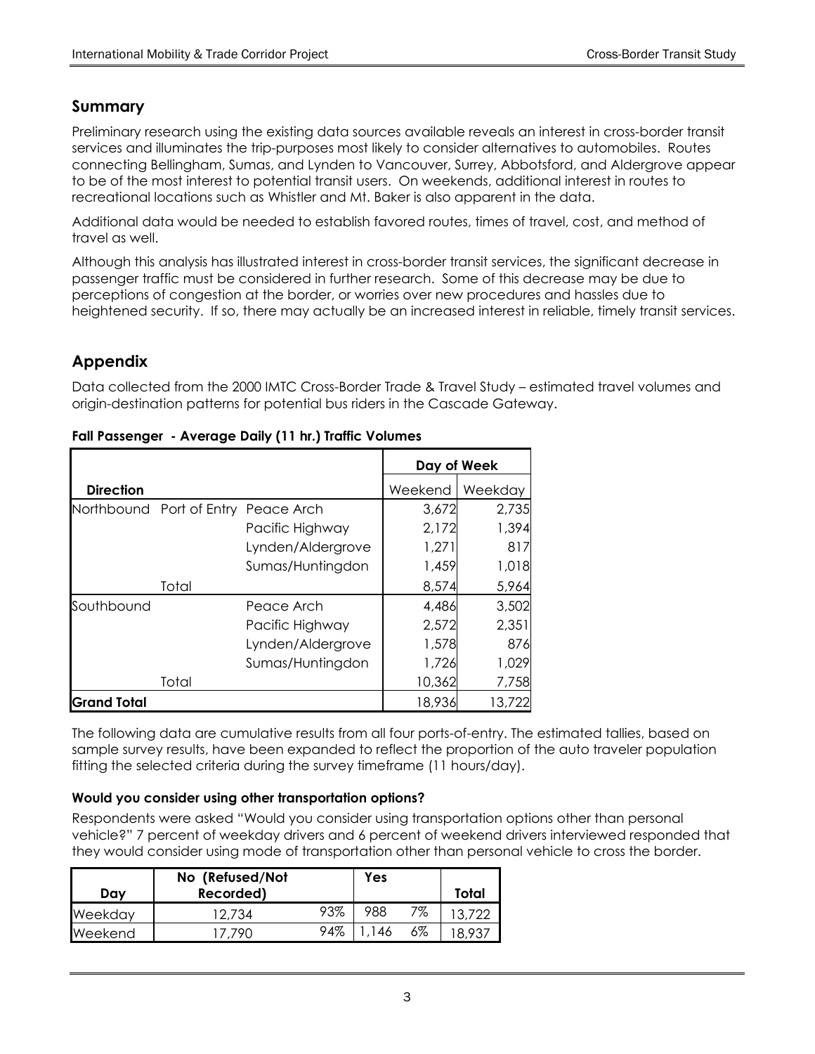## Summary

Preliminary research using the existing data sources available reveals an interest in cross-border transit services and illuminates the trip-purposes most likely to consider alternatives to automobiles. Routes connecting Bellingham, Sumas, and Lynden to Vancouver, Surrey, Abbotsford, and Aldergrove appear to be of the most interest to potential transit users. On weekends, additional interest in routes to recreational locations such as Whistler and Mt. Baker is also apparent in the data.

Additional data would be needed to establish favored routes, times of travel, cost, and method of travel as well.

Although this analysis has illustrated interest in cross-border transit services, the significant decrease in passenger traffic must be considered in further research. Some of this decrease may be due to perceptions of congestion at the border, or worries over new procedures and hassles due to heightened security. If so, there may actually be an increased interest in reliable, timely transit services.

## Appendix

Data collected from the 2000 IMTC Cross-Border Trade & Travel Study – estimated travel volumes and origin-destination patterns for potential bus riders in the Cascade Gateway.

**Fall Passenger - Average Daily (11 hr.) Traffic Volumes**

| | | | Day of Week | |
|---|---|---|---|---|
| **Direction** | | | Weekend | Weekday |
| Northbound | Port of Entry | Peace Arch | 3,672 | 2,735 |
| | | Pacific Highway | 2,172 | 1,394 |
| | | Lynden/Aldergrove | 1,271 | 817 |
| | | Sumas/Huntingdon | 1,459 | 1,018 |
| | Total | | 8,574 | 5,964 |
| Southbound | | Peace Arch | 4,486 | 3,502 |
| | | Pacific Highway | 2,572 | 2,351 |
| | | Lynden/Aldergrove | 1,578 | 876 |
| | | Sumas/Huntingdon | 1,726 | 1,029 |
| | Total | | 10,362 | 7,758 |
| **Grand Total** | | | 18,936 | 13,722 |

The following data are cumulative results from all four ports-of-entry. The estimated tallies, based on sample survey results, have been expanded to reflect the proportion of the auto traveler population fitting the selected criteria during the survey timeframe (11 hours/day).

#### Would you consider using other transportation options?

Respondents were asked "Would you consider using transportation options other than personal vehicle?" 7 percent of weekday drivers and 6 percent of weekend drivers interviewed responded that they would consider using mode of transportation other than personal vehicle to cross the border.

| Day | No (Refused/Not Recorded) | | Yes | | Total |
|---|---|---|---|---|---|
| Weekday | 12,734 | 93% | 988 | 7% | 13,722 |
| Weekend | 17,790 | 94% | 1,146 | 6% | 18,937 |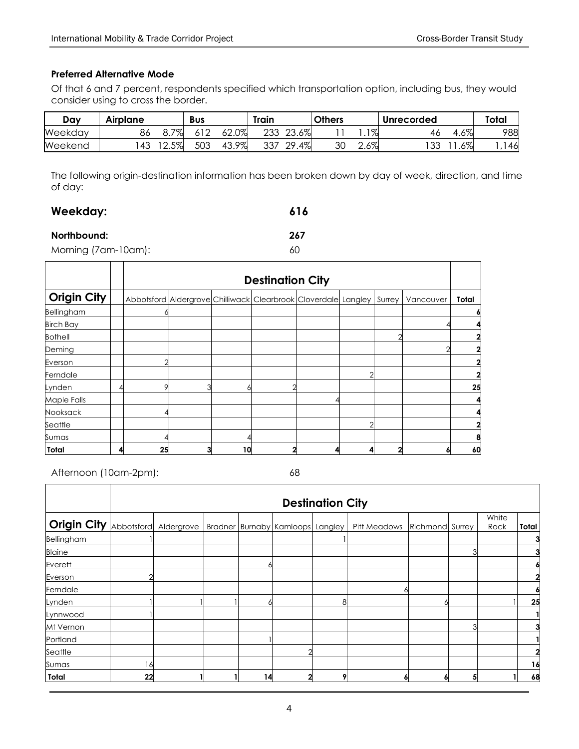### Preferred Alternative Mode

Of that 6 and 7 percent, respondents specified which transportation option, including bus, they would consider using to cross the border.

| Day | Airplane | | Bus | | Train | | Others | | Unrecorded | | Total |
|---|---|---|---|---|---|---|---|---|---|---|---|
| Weekday | 86 | 8.7% | 612 | 62.0% | 233 | 23.6% | 11 | 1.1% | 46 | 4.6% | 988 |
| Weekend | 143 | 12.5% | 503 | 43.9% | 337 | 29.4% | 30 | 2.6% | 133 | 11.6% | 1,146 |

The following origin-destination information has been broken down by day of week, direction, and time of day:

**Weekday: 616**

**Northbound: 267**

Morning (7am-10am): 60

| | | Destination City | | | | | | | | |
|---|---|---|---|---|---|---|---|---|---|---|
| **Origin City** | | Abbotsford | Aldergrove | Chilliwack | Clearbrook | Cloverdale | Langley | Surrey | Vancouver | **Total** |
| Bellingham | | 6 | | | | | | | | **6** |
| Birch Bay | | | | | | | | | 4 | **4** |
| Bothell | | | | | | | | 2 | | **2** |
| Deming | | | | | | | | | 2 | **2** |
| Everson | | 2 | | | | | | | | **2** |
| Ferndale | | | | | | | 2 | | | **2** |
| Lynden | 4 | 9 | 3 | 6 | 2 | | | | | **25** |
| Maple Falls | | | | | | 4 | | | | **4** |
| Nooksack | | 4 | | | | | | | | **4** |
| Seattle | | | | | | | 2 | | | **2** |
| Sumas | | 4 | | 4 | | | | | | **8** |
| **Total** | **4** | **25** | **3** | **10** | **2** | **4** | **4** | **2** | **6** | **60** |

Afternoon (10am-2pm): 68

| | Destination City | | | | | | | | | | |
|---|---|---|---|---|---|---|---|---|---|---|---|
| **Origin City** | Abbotsford | Aldergrove | Bradner | Burnaby | Kamloops | Langley | Pitt Meadows | Richmond | Surrey | White Rock | **Total** |
| Bellingham | 1 | | | | | 1 | | | | | **3** |
| Blaine | | | | | | | | | 3 | | **3** |
| Everett | | | | 6 | | | | | | | **6** |
| Everson | 2 | | | | | | | | | | **2** |
| Ferndale | | | | | | | 6 | | | | **6** |
| Lynden | 1 | 1 | 1 | 6 | | 8 | | 6 | | 1 | **25** |
| Lynnwood | 1 | | | | | | | | | | **1** |
| Mt Vernon | | | | | | | | | 3 | | **3** |
| Portland | | | | 1 | | | | | | | **1** |
| Seattle | | | | | 2 | | | | | | **2** |
| Sumas | 16 | | | | | | | | | | **16** |
| **Total** | **22** | **1** | **1** | **14** | **2** | **9** | **6** | **6** | **5** | **1** | **68** |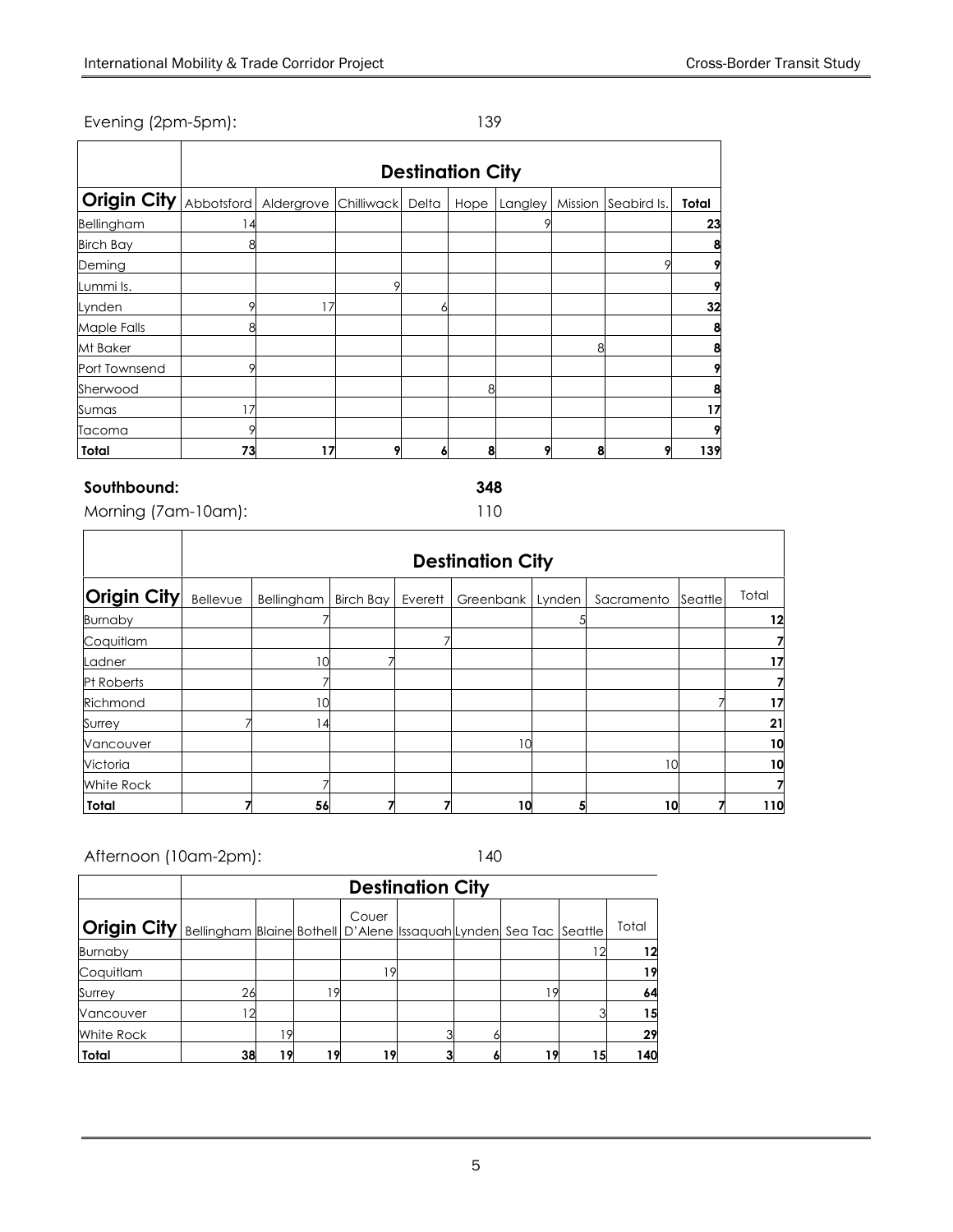Evening (2pm-5pm): 139

| Origin City | Abbotsford | Aldergrove | Chilliwack | Delta | Hope | Langley | Mission | Seabird Is. | Total |
|---|---|---|---|---|---|---|---|---|---|
| Bellingham | 14 | | | | | 9 | | | 23 |
| Birch Bay | 8 | | | | | | | | 8 |
| Deming | | | | | | | | 9 | 9 |
| Lummi Is. | | | 9 | | | | | | 9 |
| Lynden | 9 | 17 | | 6 | | | | | 32 |
| Maple Falls | 8 | | | | | | | | 8 |
| Mt Baker | | | | | | | 8 | | 8 |
| Port Townsend | 9 | | | | | | | | 9 |
| Sherwood | | | | | 8 | | | | 8 |
| Sumas | 17 | | | | | | | | 17 |
| Tacoma | 9 | | | | | | | | 9 |
| **Total** | **73** | **17** | **9** | **6** | **8** | **9** | **8** | **9** | **139** |

**Southbound: 348**

Morning (7am-10am): 110

| Origin City | Bellevue | Bellingham | Birch Bay | Everett | Greenbank | Lynden | Sacramento | Seattle | Total |
|---|---|---|---|---|---|---|---|---|---|
| Burnaby | | 7 | | | | 5 | | | 12 |
| Coquitlam | | | | 7 | | | | | 7 |
| Ladner | | 10 | 7 | | | | | | 17 |
| Pt Roberts | | 7 | | | | | | | 7 |
| Richmond | | 10 | | | | | | 7 | 17 |
| Surrey | 7 | 14 | | | | | | | 21 |
| Vancouver | | | | | 10 | | | | 10 |
| Victoria | | | | | | | 10 | | 10 |
| White Rock | | 7 | | | | | | | 7 |
| **Total** | **7** | **56** | **7** | **7** | **10** | **5** | **10** | **7** | **110** |

Afternoon (10am-2pm): 140

| Origin City | Bellingham | Blaine | Bothell | Couer D'Alene | Issaquah | Lynden | Sea Tac | Seattle | Total |
|---|---|---|---|---|---|---|---|---|---|
| Burnaby | | | | | | | | 12 | 12 |
| Coquitlam | | | | 19 | | | | | 19 |
| Surrey | 26 | | 19 | | | | 19 | | 64 |
| Vancouver | 12 | | | | | | | 3 | 15 |
| White Rock | | 19 | | | 3 | 6 | | | 29 |
| **Total** | **38** | **19** | **19** | **19** | **3** | **6** | **19** | **15** | **140** |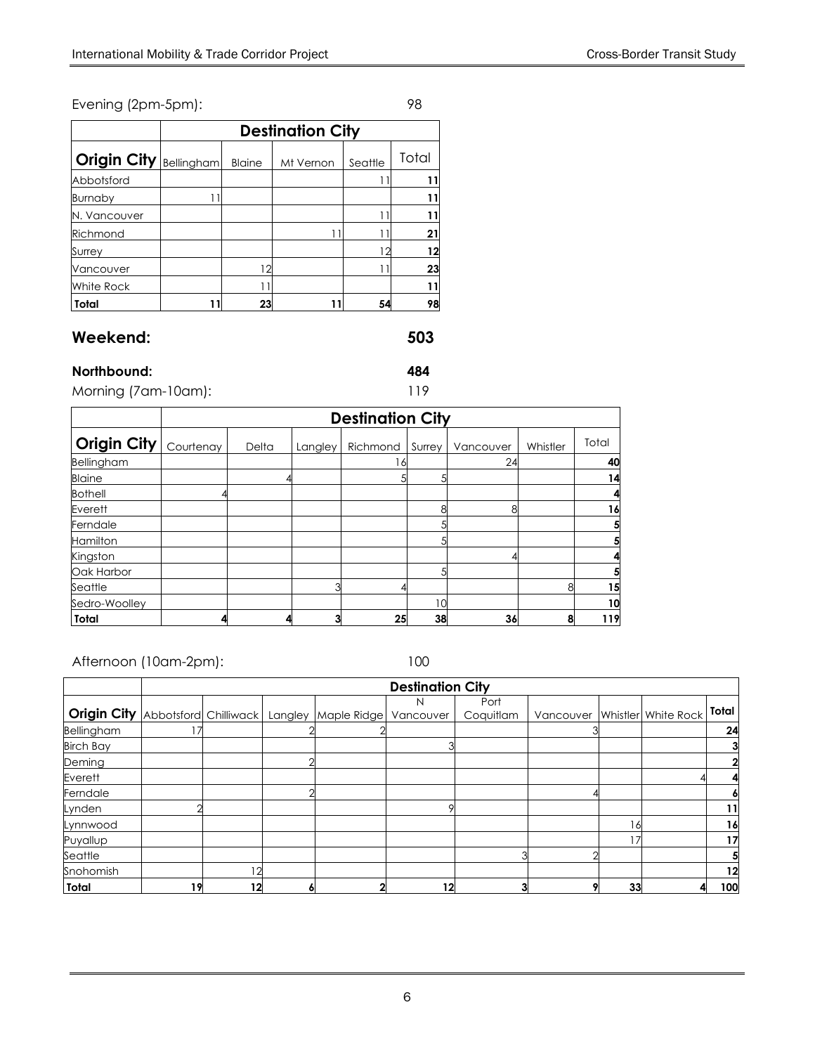Evening (2pm-5pm): 98

| | Destination City | | | | |
|---|---|---|---|---|---|
| **Origin City** | Bellingham | Blaine | Mt Vernon | Seattle | Total |
| Abbotsford | | | | 11 | **11** |
| Burnaby | 11 | | | | **11** |
| N. Vancouver | | | | 11 | **11** |
| Richmond | | | 11 | 11 | **21** |
| Surrey | | | | 12 | **12** |
| Vancouver | | 12 | | 11 | **23** |
| White Rock | | 11 | | | **11** |
| **Total** | **11** | **23** | **11** | **54** | **98** |

## Weekend: 503

**Northbound: 484**

Morning (7am-10am): 119

| | Destination City | | | | | | | |
|---|---|---|---|---|---|---|---|---|
| **Origin City** | Courtenay | Delta | Langley | Richmond | Surrey | Vancouver | Whistler | Total |
| Bellingham | | | | 16 | | 24 | | **40** |
| Blaine | | 4 | | 5 | 5 | | | **14** |
| Bothell | 4 | | | | | | | **4** |
| Everett | | | | | 8 | 8 | | **16** |
| Ferndale | | | | | 5 | | | **5** |
| Hamilton | | | | | 5 | | | **5** |
| Kingston | | | | | | 4 | | **4** |
| Oak Harbor | | | | | 5 | | | **5** |
| Seattle | | | 3 | 4 | | | 8 | **15** |
| Sedro-Woolley | | | | | 10 | | | **10** |
| **Total** | **4** | **4** | **3** | **25** | **38** | **36** | **8** | **119** |

Afternoon (10am-2pm): 100

| | Destination City | | | | | | | | | |
|---|---|---|---|---|---|---|---|---|---|---|
| **Origin City** | Abbotsford | Chilliwack | Langley | Maple Ridge | N Vancouver | Port Coquitlam | Vancouver | Whistler | White Rock | **Total** |
| Bellingham | 17 | | 2 | 2 | | | 3 | | | **24** |
| Birch Bay | | | | | 3 | | | | | **3** |
| Deming | | | 2 | | | | | | | **2** |
| Everett | | | | | | | | | 4 | **4** |
| Ferndale | | | 2 | | | | 4 | | | **6** |
| Lynden | 2 | | | | 9 | | | | | **11** |
| Lynnwood | | | | | | | | 16 | | **16** |
| Puyallup | | | | | | | | 17 | | **17** |
| Seattle | | | | | | 3 | 2 | | | **5** |
| Snohomish | | 12 | | | | | | | | **12** |
| **Total** | **19** | **12** | **6** | **2** | **12** | **3** | **9** | **33** | **4** | **100** |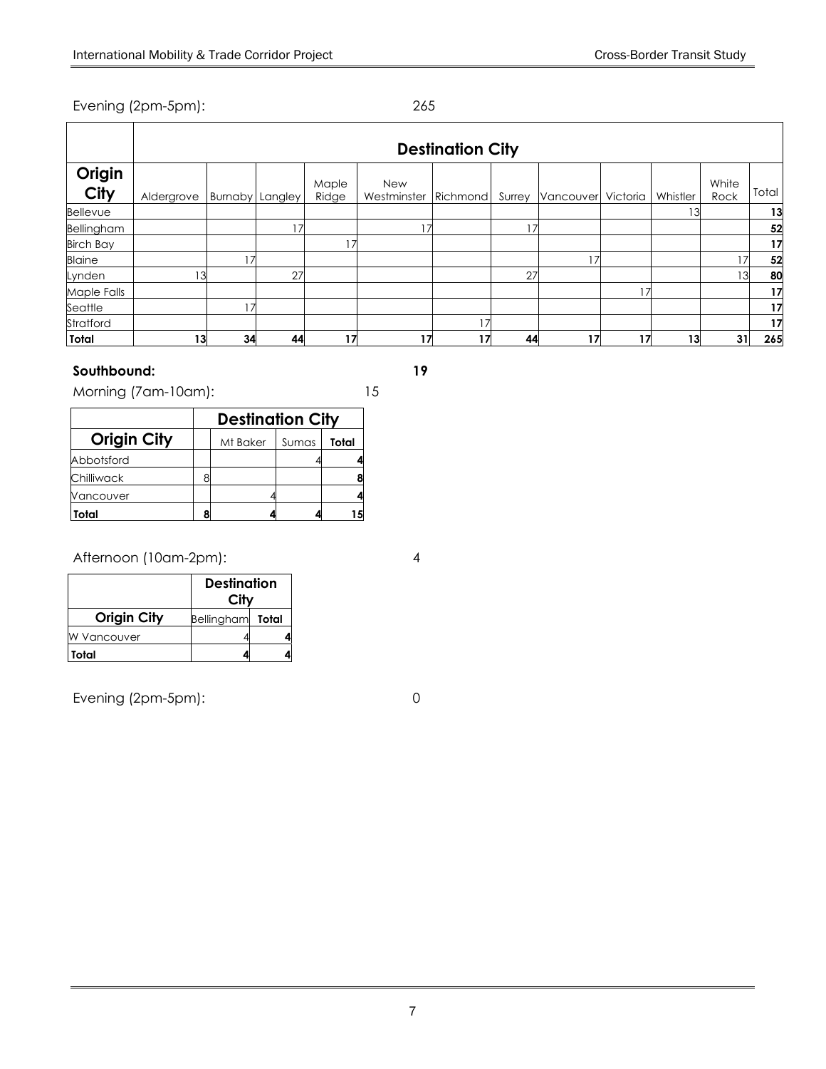Evening (2pm-5pm): 265

| Origin City | Destination City | | | | | | | | | | | |
|---|---|---|---|---|---|---|---|---|---|---|---|---|
| | Aldergrove | Burnaby | Langley | Maple Ridge | New Westminster | Richmond | Surrey | Vancouver | Victoria | Whistler | White Rock | Total |
| Bellevue | | | | | | | | | | 13 | | **13** |
| Bellingham | | | 17 | | 17 | | 17 | | | | | **52** |
| Birch Bay | | | | 17 | | | | | | | | **17** |
| Blaine | | 17 | | | | | | 17 | | | 17 | **52** |
| Lynden | 13 | | 27 | | | | 27 | | | | 13 | **80** |
| Maple Falls | | | | | | | | | 17 | | | **17** |
| Seattle | | 17 | | | | | | | | | | **17** |
| Stratford | | | | | | 17 | | | | | | **17** |
| **Total** | **13** | **34** | **44** | **17** | **17** | **17** | **44** | **17** | **17** | **13** | **31** | **265** |

**Southbound: 19**

Morning (7am-10am): 15

| Origin City | Destination City | | | |
|---|---|---|---|---|
| | | Mt Baker | Sumas | Total |
| Abbotsford | | | 4 | **4** |
| Chilliwack | 8 | | | **8** |
| Vancouver | | 4 | | **4** |
| **Total** | **8** | **4** | **4** | **15** |

Afternoon (10am-2pm): 4

| Origin City | Destination City | |
|---|---|---|
| | Bellingham | Total |
| W Vancouver | 4 | **4** |
| **Total** | **4** | **4** |

Evening (2pm-5pm): 0